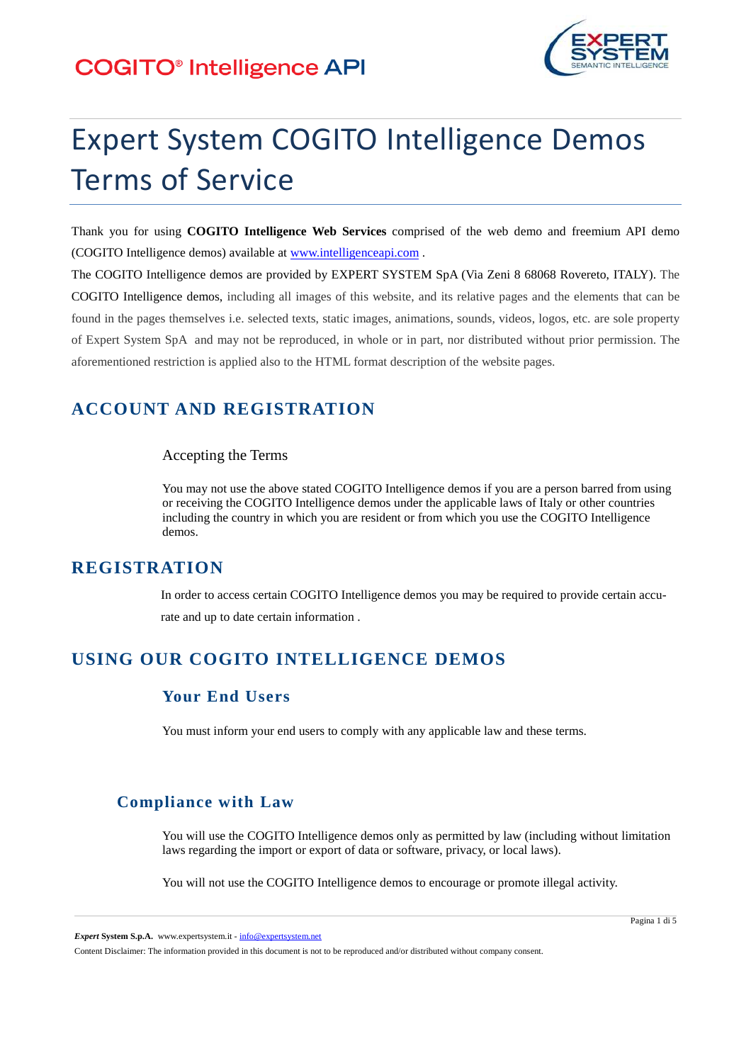# Expert System COGITO Intelligence Demos Terms of Service

Thank you for using **COGITO Intelligence Web Services** comprised of the web demo and freemium API demo (COGITO Intelligence demos) available at www.intelligenceapi.com .

The COGITO Intelligence demos are provided by EXPERT SYSTEM SpA (Via Zeni 8 68068 Rovereto, ITALY). The COGITO Intelligence demos, including all images of this website, and its relative pages and the elements that can be found in the pages themselves i.e. selected texts, static images, animations, sounds, videos, logos, etc. are sole property of Expert System SpA and may not be reproduced, in whole or in part, nor distributed without prior permission. The aforementioned restriction is applied also to the HTML format description of the website pages.

## ACCOUNT AND REGISTRATION

Accepting the Terms

You may not use the above stated COGITO Intelligence demos if you are a person barred from using or receiving the COGITO Intelligence demos under the applicable laws of Italy or other countries including the country in which you are resident or from which you use the COGITO Intelligence demos.

## REGISTRATION

In order to access certain COGITO Intelligence demos you may be required to provide certain accurate and up to date certain information .

## USING OUR COGITO INTELLIGENCE DEMOS

### Your End Users

You must inform your end users to comply with any applicable law and these terms.

### Compliance with Law

You will use the COGITO Intelligence demos only as permitted by law (including without limitation laws regarding the import or export of data or software, privacy, or local laws).

You will not use the COGITO Intelligence demos to encourage or promote illegal activity.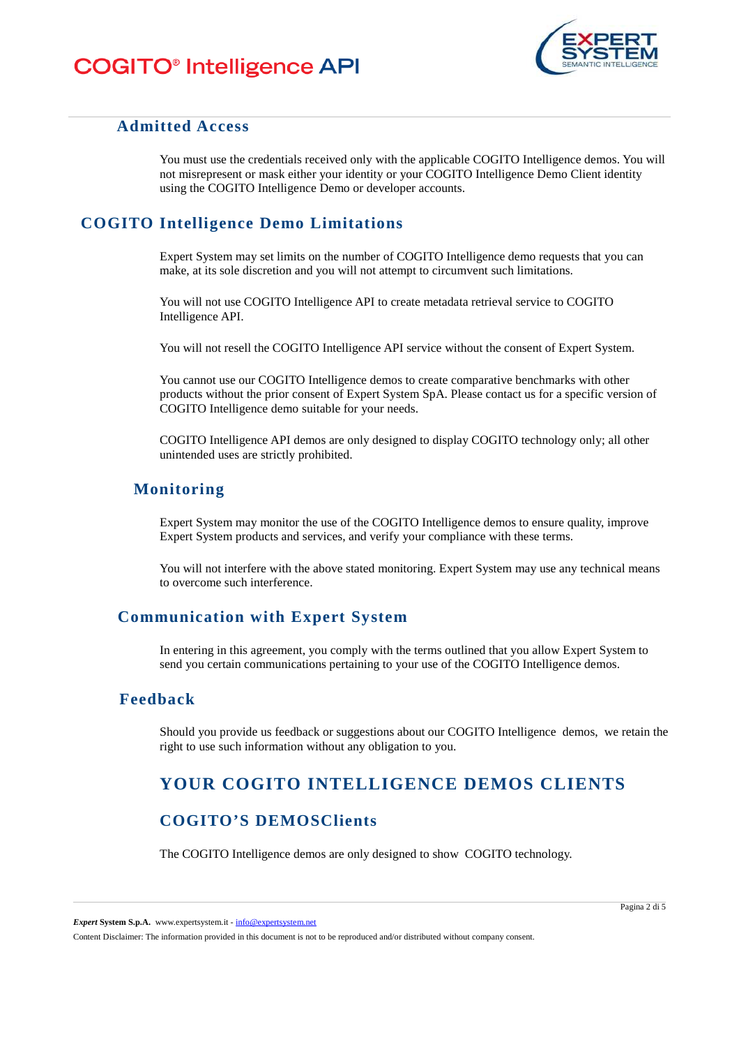## Admitted Access

You must use the credentials received only with the applicable COGITO Intelligence demos. You will not misrepresent or mask either your identity or your COGITO Intelligence Demo Client identity using the COGITO Intelligence Demo or developer accounts.

## COGITO Intelligence Demo Limitations

Expert System may set limits on the number of COGITO Intelligence demo requests that you can make, at its sole discretion and you will not attempt to circumvent such limitations.

You will not use COGITO Intelligence API to create metadata retrieval service to COGITO Intelligence API.

You will not resell the COGITO Intelligence API service without the consent of Expert System.

You cannot use our COGITO Intelligence demos to create comparative benchmarks with other products without the prior consent of Expert System SpA. Please contact us for a specific version of COGITO Intelligence demo suitable for your needs.

COGITO Intelligence API demos are only designed to display COGITO technology only; all other unintended uses are strictly prohibited.

## Monitoring

Expert System may monitor the use of the COGITO Intelligence demos to ensure quality, improve Expert System products and services, and verify your compliance with these terms.

You will not interfere with the above stated monitoring. Expert System may use any technical means to overcome such interference.

## Communication with Expert System

In entering in this agreement, you comply with the terms outlined that you allow Expert System to send you certain communications pertaining to your use of the COGITO Intelligence demos.

## Feedback

Should you provide us feedback or suggestions about our COGITO Intelligence demos, we retain the right to use such information without any obligation to you.

# YOUR COGITO INTELLIGENCE DEMOS CLIENTS

## COGITO'S DEMOSClients

The COGITO Intelligence demos are only designed to show COGITO technology.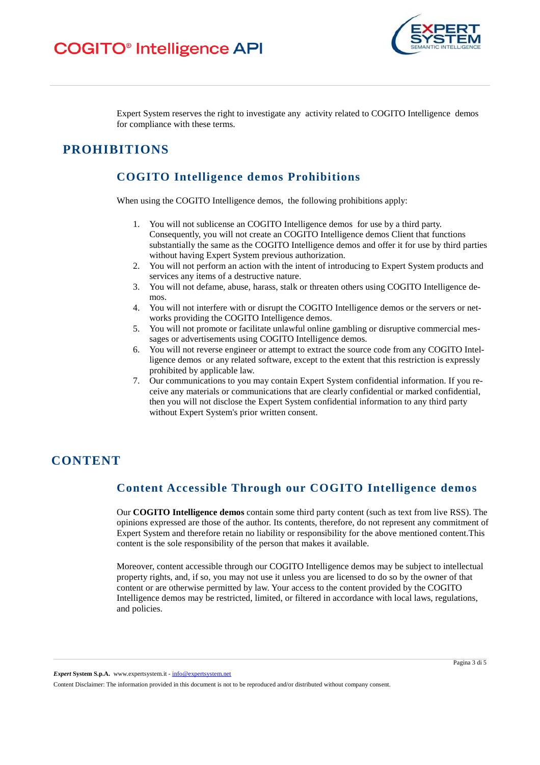Expert System reserves the right to investigate any activity related to COGITO Intelligence demos for compliance with these terms.

# PROHIBITIONS

## COGITO Intelligence demos Prohibitions

When using the COGITO Intelligence demos, the following prohibitions apply:

1. You will not sublicense an COGITO Intelligence demos for use by a third party. Consequently, you will not create an COGITO Intelligence demos Client that functions substantially the same as the COGITO Intelligence demos and offer it for use by third parties without having Expert System previous authorization.
2. You will not perform an action with the intent of introducing to Expert System products and services any items of a destructive nature.
3. You will not defame, abuse, harass, stalk or threaten others using COGITO Intelligence demos.
4. You will not interfere with or disrupt the COGITO Intelligence demos or the servers or networks providing the COGITO Intelligence demos.
5. You will not promote or facilitate unlawful online gambling or disruptive commercial messages or advertisements using COGITO Intelligence demos.
6. You will not reverse engineer or attempt to extract the source code from any COGITO Intelligence demos or any related software, except to the extent that this restriction is expressly prohibited by applicable law.
7. Our communications to you may contain Expert System confidential information. If you receive any materials or communications that are clearly confidential or marked confidential, then you will not disclose the Expert System confidential information to any third party without Expert System's prior written consent.

# CONTENT

## Content Accessible Through our COGITO Intelligence demos

Our **COGITO Intelligence demos** contain some third party content (such as text from live RSS). The opinions expressed are those of the author. Its contents, therefore, do not represent any commitment of Expert System and therefore retain no liability or responsibility for the above mentioned content.This content is the sole responsibility of the person that makes it available.

Moreover, content accessible through our COGITO Intelligence demos may be subject to intellectual property rights, and, if so, you may not use it unless you are licensed to do so by the owner of that content or are otherwise permitted by law. Your access to the content provided by the COGITO Intelligence demos may be restricted, limited, or filtered in accordance with local laws, regulations, and policies.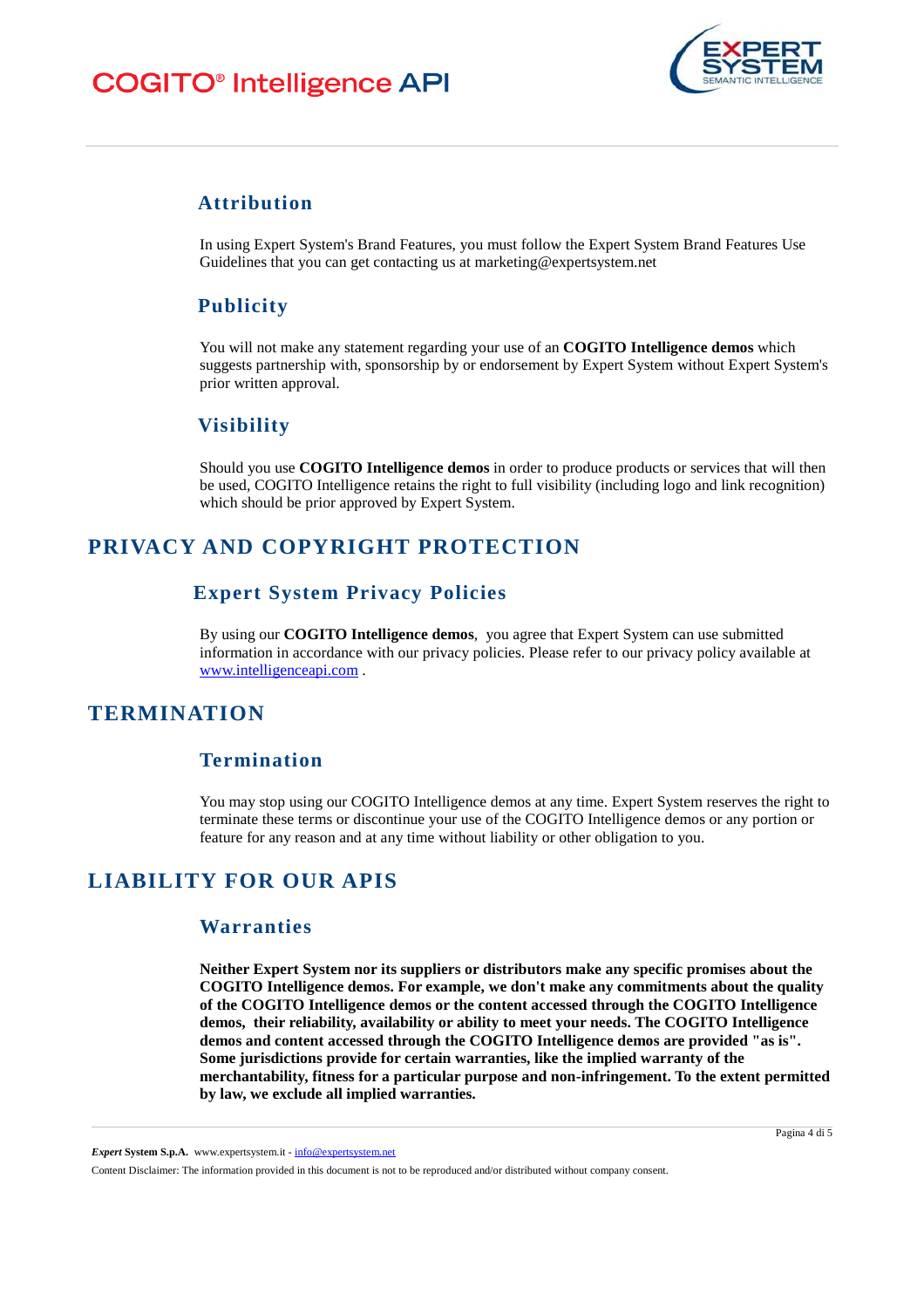### Attribution

In using Expert System's Brand Features, you must follow the Expert System Brand Features Use Guidelines that you can get contacting us at marketing@expertsystem.net

### Publicity

You will not make any statement regarding your use of an **COGITO Intelligence demos** which suggests partnership with, sponsorship by or endorsement by Expert System without Expert System's prior written approval.

### Visibility

Should you use **COGITO Intelligence demos** in order to produce products or services that will then be used, COGITO Intelligence retains the right to full visibility (including logo and link recognition) which should be prior approved by Expert System.

## PRIVACY AND COPYRIGHT PROTECTION

### Expert System Privacy Policies

By using our **COGITO Intelligence demos**, you agree that Expert System can use submitted information in accordance with our privacy policies. Please refer to our privacy policy available at www.intelligenceapi.com .

## TERMINATION

### Termination

You may stop using our COGITO Intelligence demos at any time. Expert System reserves the right to terminate these terms or discontinue your use of the COGITO Intelligence demos or any portion or feature for any reason and at any time without liability or other obligation to you.

## LIABILITY FOR OUR APIS

### Warranties

**Neither Expert System nor its suppliers or distributors make any specific promises about the COGITO Intelligence demos. For example, we don't make any commitments about the quality of the COGITO Intelligence demos or the content accessed through the COGITO Intelligence demos, their reliability, availability or ability to meet your needs. The COGITO Intelligence demos and content accessed through the COGITO Intelligence demos are provided "as is". Some jurisdictions provide for certain warranties, like the implied warranty of the merchantability, fitness for a particular purpose and non-infringement. To the extent permitted by law, we exclude all implied warranties.**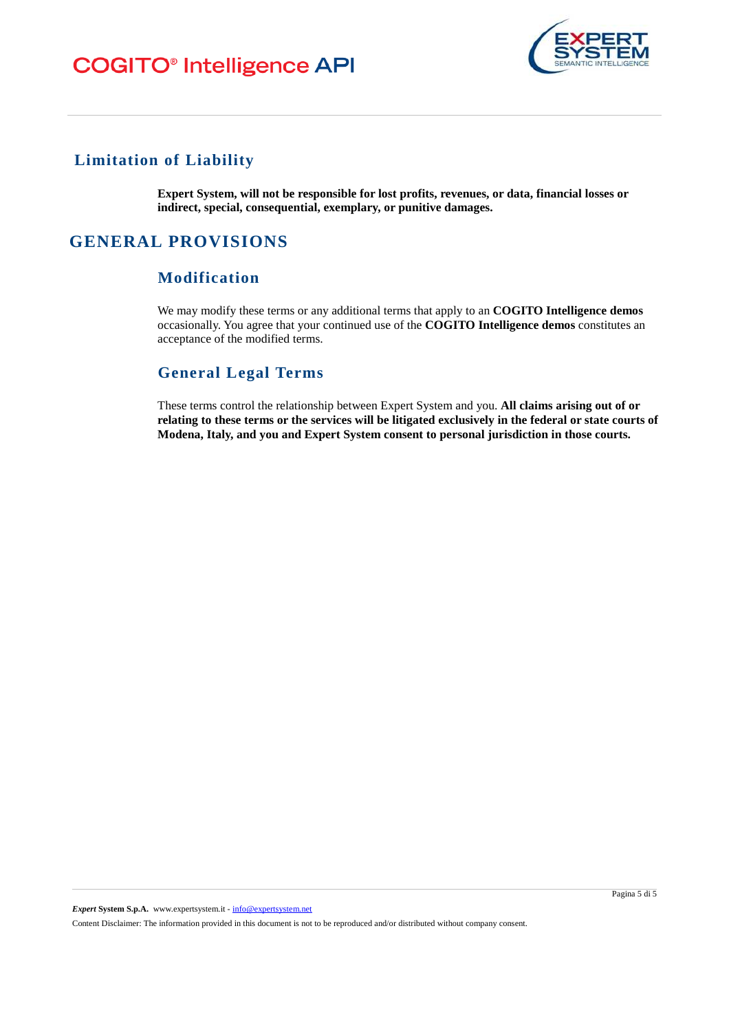## Limitation of Liability

**Expert System, will not be responsible for lost profits, revenues, or data, financial losses or indirect, special, consequential, exemplary, or punitive damages.**

# GENERAL PROVISIONS

## Modification

We may modify these terms or any additional terms that apply to an **COGITO Intelligence demos** occasionally. You agree that your continued use of the **COGITO Intelligence demos** constitutes an acceptance of the modified terms.

## General Legal Terms

These terms control the relationship between Expert System and you. **All claims arising out of or relating to these terms or the services will be litigated exclusively in the federal or state courts of Modena, Italy, and you and Expert System consent to personal jurisdiction in those courts.**